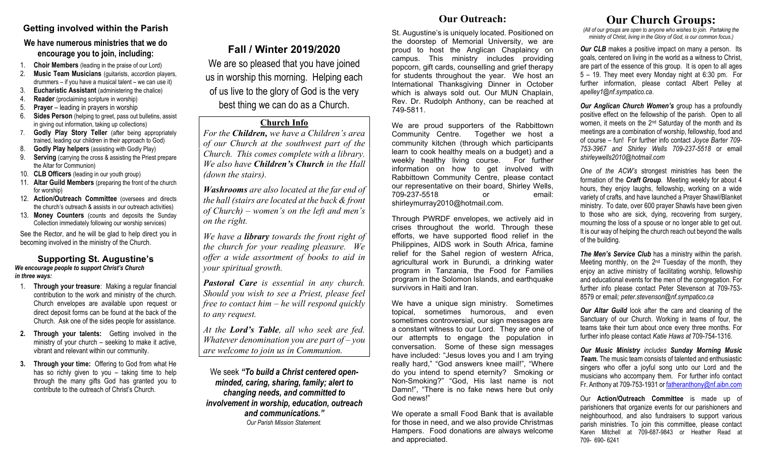## Getting involved within the Parish

### We have numerous ministries that we do encourage you to join, including:

1. **Choir Members** (leading in the praise of our Lord)
2. **Music Team Musicians** (guitarists, accordion players, drummers – if you have a musical talent – we can use it)
3. **Eucharistic Assistant** (administering the chalice)
4. **Reader** (proclaiming scripture in worship)
5. **Prayer** – leading in prayers in worship
6. **Sides Person** (helping to greet, pass out bulletins, assist in giving out information, taking up collections)
7. **Godly Play Story Teller** (after being appropriately trained, leading our children in their approach to God)
8. **Godly Play helpers** (assisting with Godly Play)
9. **Serving** (carrying the cross & assisting the Priest prepare the Altar for Communion)
10. **CLB Officers** (leading in our youth group)
11. **Altar Guild Members** (preparing the front of the church for worship)
12. **Action/Outreach Committee** (oversees and directs the church's outreach & assists in our outreach activities)
13. **Money Counters** (counts and deposits the Sunday Collection immediately following our worship services)

See the Rector, and he will be glad to help direct you in becoming involved in the ministry of the Church.

## Supporting St. Augustine's

***We encourage people to support Christ's Church in three ways:***

1. **Through your treasure**: Making a regular financial contribution to the work and ministry of the church. Church envelopes are available upon request or direct deposit forms can be found at the back of the Church. Ask one of the sides people for assistance.
2. **Through your talents:** Getting involved in the ministry of your church – seeking to make it active, vibrant and relevant within our community.
3. **Through your time:** Offering to God from what He has so richly given to you – taking time to help through the many gifts God has granted you to contribute to the outreach of Christ's Church.

## Fall / Winter 2019/2020

We are so pleased that you have joined us in worship this morning. Helping each of us live to the glory of God is the very best thing we can do as a Church.

### Church Info

*For the **Children,** we have a Children's area of our Church at the southwest part of the Church. This comes complete with a library. We also have **Children's Church** in the Hall (down the stairs).*

***Washrooms** are also located at the far end of the hall (stairs are located at the back & front of Church) – women's on the left and men's on the right.*

*We have a **library** towards the front right of the church for your reading pleasure. We offer a wide assortment of books to aid in your spiritual growth.*

***Pastoral Care** is essential in any church. Should you wish to see a Priest, please feel free to contact him – he will respond quickly to any request.*

*At the **Lord's Table**, all who seek are fed. Whatever denomination you are part of – you are welcome to join us in Communion.*

We seek ***"To build a Christ centered open-minded, caring, sharing, family; alert to changing needs, and committed to involvement in worship, education, outreach and communications."***

*Our Parish Mission Statement.*

## Our Outreach:

St. Augustine's is uniquely located. Positioned on the doorstep of Memorial University, we are proud to host the Anglican Chaplaincy on campus. This ministry includes providing popcorn, gift cards, counselling and grief therapy for students throughout the year. We host an International Thanksgiving Dinner in October which is always sold out. Our MUN Chaplain, Rev. Dr. Rudolph Anthony, can be reached at 749-5811.

We are proud supporters of the Rabbittown Community Centre. Together we host a community kitchen (through which participants learn to cook healthy meals on a budget) and a weekly healthy living course. For further information on how to get involved with Rabbittown Community Centre, please contact our representative on their board, Shirley Wells, 709-237-5518 or email: shirleymurray2010@hotmail.com.

Through PWRDF envelopes, we actively aid in crises throughout the world. Through these efforts, we have supported flood relief in the Philippines, AIDS work in South Africa, famine relief for the Sahel region of western Africa, agricultural work in Burundi, a drinking water program in Tanzania, the Food for Families program in the Solomon Islands, and earthquake survivors in Haiti and Iran.

We have a unique sign ministry. Sometimes topical, sometimes humorous, and even sometimes controversial, our sign messages are a constant witness to our Lord. They are one of our attempts to engage the population in conversation. Some of these sign messages have included: "Jesus loves you and I am trying really hard," "God answers knee mail!", "Where do you intend to spend eternity? Smoking or Non-Smoking?" "God, His last name is not Damn!", "There is no fake news here but only God news!"

We operate a small Food Bank that is available for those in need, and we also provide Christmas Hampers. Food donations are always welcome and appreciated.

## Our Church Groups:

*(All of our groups are open to anyone who wishes to join. Partaking the ministry of Christ, living in the Glory of God, is our common focus.)*

***Our CLB*** makes a positive impact on many a person. Its goals, centered on living in the world as a witness to Christ, are part of the essence of this group. It is open to all ages 5 – 19. They meet every Monday night at 6:30 pm. For further information, please contact Albert Pelley at *apelley1@nf.sympatico.ca*.

***Our Anglican Church Women's*** group has a profoundly positive effect on the fellowship of the parish. Open to all women, it meets on the 2nd Saturday of the month and its meetings are a combination of worship, fellowship, food and of course – fun! For further info contact *Joyce Barter 709-753-3967 and Shirley Wells 709-237-5518* or email *shirleywells2010@hotmail.com*

*One of the ACW's* strongest ministries has been the formation of the ***Craft Group***. Meeting weekly for about 4 hours, they enjoy laughs, fellowship, working on a wide variety of crafts, and have launched a Prayer Shawl/Blanket ministry. To date, over 600 prayer Shawls have been given to those who are sick, dying, recovering from surgery, mourning the loss of a spouse or no longer able to get out. It is our way of helping the church reach out beyond the walls of the building.

***The Men's Service Club*** has a ministry within the parish. Meeting monthly, on the 2nd Tuesday of the month, they enjoy an active ministry of facilitating worship, fellowship and educational events for the men of the congregation. For further info please contact Peter Stevenson at 709-753-8579 or email*; peter.stevenson@nf.sympatico.ca*

***Our Altar Guild*** look after the care and cleaning of the Sanctuary of our Church. Working in teams of four, the teams take their turn about once every three months. For further info please contact *Katie Haws at* 709-754-1316.

***Our Music Ministry** includes **Sunday Morning Music Team.*** The music team consists of talented and enthusiastic singers who offer a joyful song unto our Lord and the musicians who accompany them. For further info contact Fr. Anthony at 709-753-1931 or fatheranthony@nf.aibn.com

Our **Action/Outreach Committee** is made up of parishioners that organize events for our parishioners and neighbourhood, and also fundraisers to support various parish ministries. To join this committee, please contact Karen Mitchell at 709-687-9843 or Heather Read at 709- 690- 6241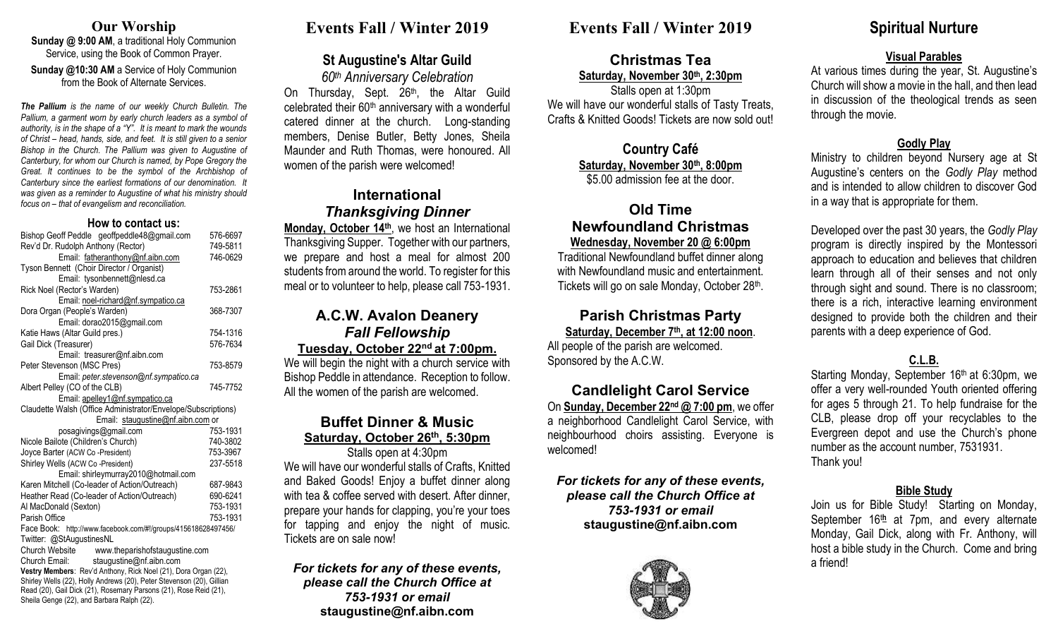## Our Worship

**Sunday @ 9:00 AM**, a traditional Holy Communion Service, using the Book of Common Prayer.

**Sunday @10:30 AM** a Service of Holy Communion from the Book of Alternate Services.

***The Pallium** is the name of our weekly Church Bulletin. The Pallium, a garment worn by early church leaders as a symbol of authority, is in the shape of a "Y". It is meant to mark the wounds of Christ – head, hands, side, and feet. It is still given to a senior Bishop in the Church. The Pallium was given to Augustine of Canterbury, for whom our Church is named, by Pope Gregory the Great. It continues to be the symbol of the Archbishop of Canterbury since the earliest formations of our denomination. It was given as a reminder to Augustine of what his ministry should focus on – that of evangelism and reconciliation.*

### How to contact us:

| | |
|---|---|
| Bishop Geoff Peddle geoffpeddle48@gmail.com | 576-6697 |
| Rev'd Dr. Rudolph Anthony (Rector) | 749-5811 |
| Email: fatheranthony@nf.aibn.com | 746-0629 |
| Tyson Bennett (Choir Director / Organist) | |
| Email: tysonbennett@nlesd.ca | |
| Rick Noel (Rector's Warden) | 753-2861 |
| Email: noel-richard@nf.sympatico.ca | |
| Dora Organ (People's Warden) | 368-7307 |
| Email: dorao2015@gmail.com | |
| Katie Haws (Altar Guild pres.) | 754-1316 |
| Gail Dick (Treasurer) | 576-7634 |
| Email: treasurer@nf.aibn.com | |
| Peter Stevenson (MSC Pres) | 753-8579 |
| Email: peter.stevenson@nf.sympatico.ca | |
| Albert Pelley (CO of the CLB) | 745-7752 |
| Email: apelley1@nf.sympatico.ca | |
| Claudette Walsh (Office Administrator/Envelope/Subscriptions) | |
| Email: staugustine@nf.aibn.com or | |
| posagivings@gmail.com | 753-1931 |
| Nicole Bailote (Children's Church) | 740-3802 |
| Joyce Barter (ACW Co -President) | 753-3967 |
| Shirley Wells (ACW Co -President) | 237-5518 |
| Email: shirleymurray2010@hotmail.com | |
| Karen Mitchell (Co-leader of Action/Outreach) | 687-9843 |
| Heather Read (Co-leader of Action/Outreach) | 690-6241 |
| Al MacDonald (Sexton) | 753-1931 |
| Parish Office | 753-1931 |

Face Book: http://www.facebook.com/#!/groups/415618628497456/

Twitter: @StAugustinesNL

Church Website www.theparishofstaugustine.com

Church Email: staugustine@nf.aibn.com

**Vestry Members**: Rev'd Anthony, Rick Noel (21), Dora Organ (22), Shirley Wells (22), Holly Andrews (20), Peter Stevenson (20), Gillian Read (20), Gail Dick (21), Rosemary Parsons (21), Rose Reid (21), Sheila Genge (22), and Barbara Ralph (22).

## Events Fall / Winter 2019

### St Augustine's Altar Guild

*60th Anniversary Celebration*

On Thursday, Sept. 26th, the Altar Guild celebrated their 60th anniversary with a wonderful catered dinner at the church. Long-standing members, Denise Butler, Betty Jones, Sheila Maunder and Ruth Thomas, were honoured. All women of the parish were welcomed!

### International *Thanksgiving Dinner*

**Monday, October 14th**, we host an International Thanksgiving Supper. Together with our partners, we prepare and host a meal for almost 200 students from around the world. To register for this meal or to volunteer to help, please call 753-1931.

### A.C.W. Avalon Deanery *Fall Fellowship*

**Tuesday, October 22nd at 7:00pm.**

We will begin the night with a church service with Bishop Peddle in attendance. Reception to follow. All the women of the parish are welcomed.

### Buffet Dinner & Music

**Saturday, October 26th, 5:30pm**

Stalls open at 4:30pm

We will have our wonderful stalls of Crafts, Knitted and Baked Goods! Enjoy a buffet dinner along with tea & coffee served with desert. After dinner, prepare your hands for clapping, you're your toes for tapping and enjoy the night of music. Tickets are on sale now!

***For tickets for any of these events, please call the Church Office at 753-1931 or email*** **staugustine@nf.aibn.com**

## Events Fall / Winter 2019

### Christmas Tea

**Saturday, November 30th, 2:30pm**

Stalls open at 1:30pm

We will have our wonderful stalls of Tasty Treats, Crafts & Knitted Goods! Tickets are now sold out!

### Country Café

**Saturday, November 30th, 8:00pm**

$5.00 admission fee at the door.

### Old Time Newfoundland Christmas

**Wednesday, November 20 @ 6:00pm**

Traditional Newfoundland buffet dinner along with Newfoundland music and entertainment. Tickets will go on sale Monday, October 28th.

### Parish Christmas Party

**Saturday, December 7th, at 12:00 noon**.

All people of the parish are welcomed. Sponsored by the A.C.W.

### Candlelight Carol Service

On **Sunday, December 22nd @ 7:00 pm**, we offer a neighborhood Candlelight Carol Service, with neighbourhood choirs assisting. Everyone is welcomed!

***For tickets for any of these events, please call the Church Office at 753-1931 or email*** **staugustine@nf.aibn.com**

## Spiritual Nurture

### Visual Parables

At various times during the year, St. Augustine's Church will show a movie in the hall, and then lead in discussion of the theological trends as seen through the movie.

### Godly Play

Ministry to children beyond Nursery age at St Augustine's centers on the *Godly Play* method and is intended to allow children to discover God in a way that is appropriate for them.

Developed over the past 30 years, the *Godly Play* program is directly inspired by the Montessori approach to education and believes that children learn through all of their senses and not only through sight and sound. There is no classroom; there is a rich, interactive learning environment designed to provide both the children and their parents with a deep experience of God.

### C.L.B.

Starting Monday, September 16th at 6:30pm, we offer a very well-rounded Youth oriented offering for ages 5 through 21. To help fundraise for the CLB, please drop off your recyclables to the Evergreen depot and use the Church's phone number as the account number, 7531931. Thank you!

### Bible Study

Join us for Bible Study! Starting on Monday, September 16th at 7pm, and every alternate Monday, Gail Dick, along with Fr. Anthony, will host a bible study in the Church. Come and bring a friend!